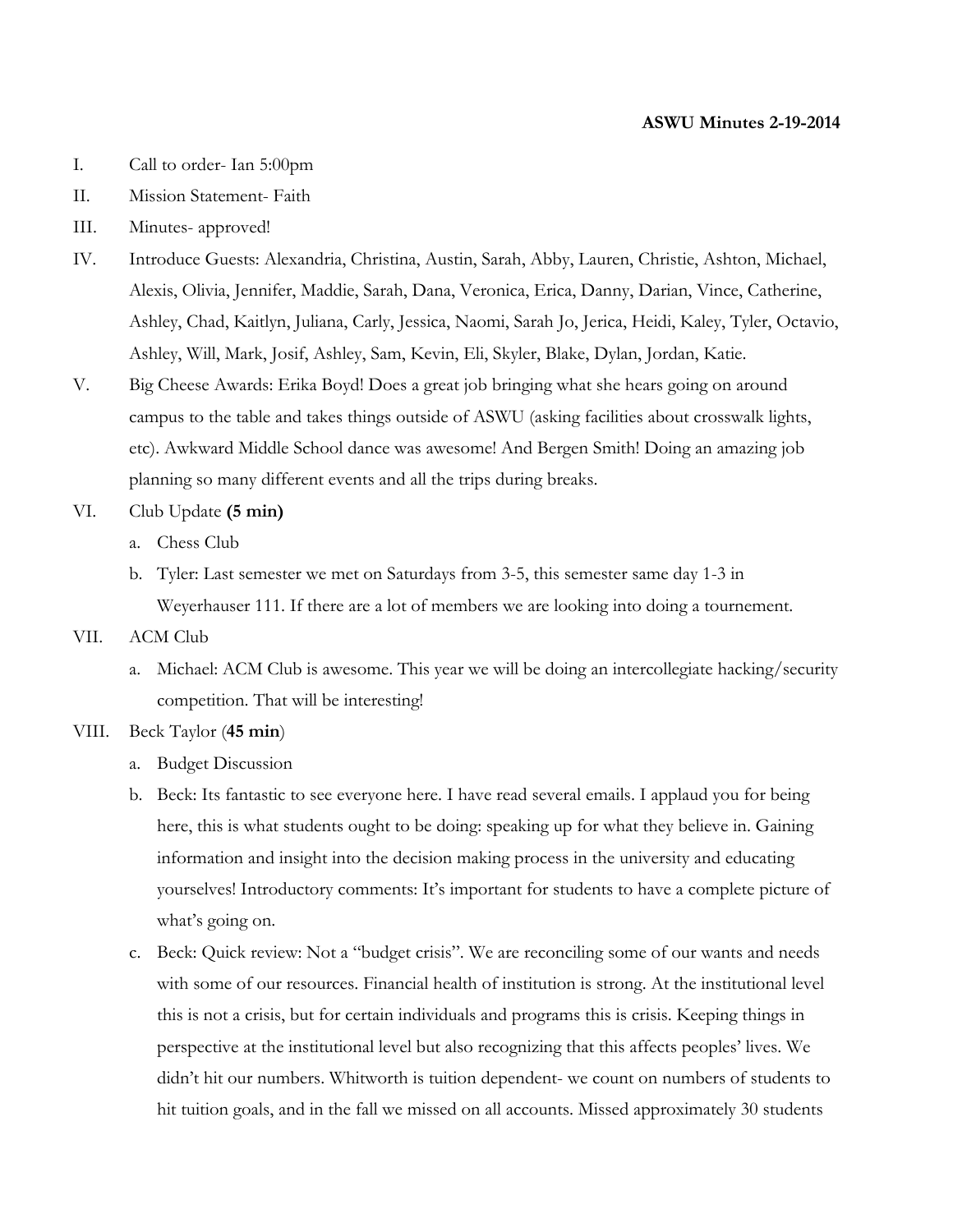**ASWU Minutes 2-19-2014**

I. Call to order- Ian 5:00pm

II. Mission Statement- Faith

III. Minutes- approved!

IV. Introduce Guests: Alexandria, Christina, Austin, Sarah, Abby, Lauren, Christie, Ashton, Michael, Alexis, Olivia, Jennifer, Maddie, Sarah, Dana, Veronica, Erica, Danny, Darian, Vince, Catherine, Ashley, Chad, Kaitlyn, Juliana, Carly, Jessica, Naomi, Sarah Jo, Jerica, Heidi, Kaley, Tyler, Octavio, Ashley, Will, Mark, Josif, Ashley, Sam, Kevin, Eli, Skyler, Blake, Dylan, Jordan, Katie.

V. Big Cheese Awards: Erika Boyd! Does a great job bringing what she hears going on around campus to the table and takes things outside of ASWU (asking facilities about crosswalk lights, etc). Awkward Middle School dance was awesome! And Bergen Smith! Doing an amazing job planning so many different events and all the trips during breaks.

VI. Club Update **(5 min)**
   a. Chess Club
   b. Tyler: Last semester we met on Saturdays from 3-5, this semester same day 1-3 in Weyerhauser 111. If there are a lot of members we are looking into doing a tournement.

VII. ACM Club
   a. Michael: ACM Club is awesome. This year we will be doing an intercollegiate hacking/security competition. That will be interesting!

VIII. Beck Taylor (**45 min**)
   a. Budget Discussion
   b. Beck: Its fantastic to see everyone here. I have read several emails. I applaud you for being here, this is what students ought to be doing: speaking up for what they believe in. Gaining information and insight into the decision making process in the university and educating yourselves! Introductory comments: It's important for students to have a complete picture of what's going on.
   c. Beck: Quick review: Not a "budget crisis". We are reconciling some of our wants and needs with some of our resources. Financial health of institution is strong. At the institutional level this is not a crisis, but for certain individuals and programs this is crisis. Keeping things in perspective at the institutional level but also recognizing that this affects peoples' lives. We didn't hit our numbers. Whitworth is tuition dependent- we count on numbers of students to hit tuition goals, and in the fall we missed on all accounts. Missed approximately 30 students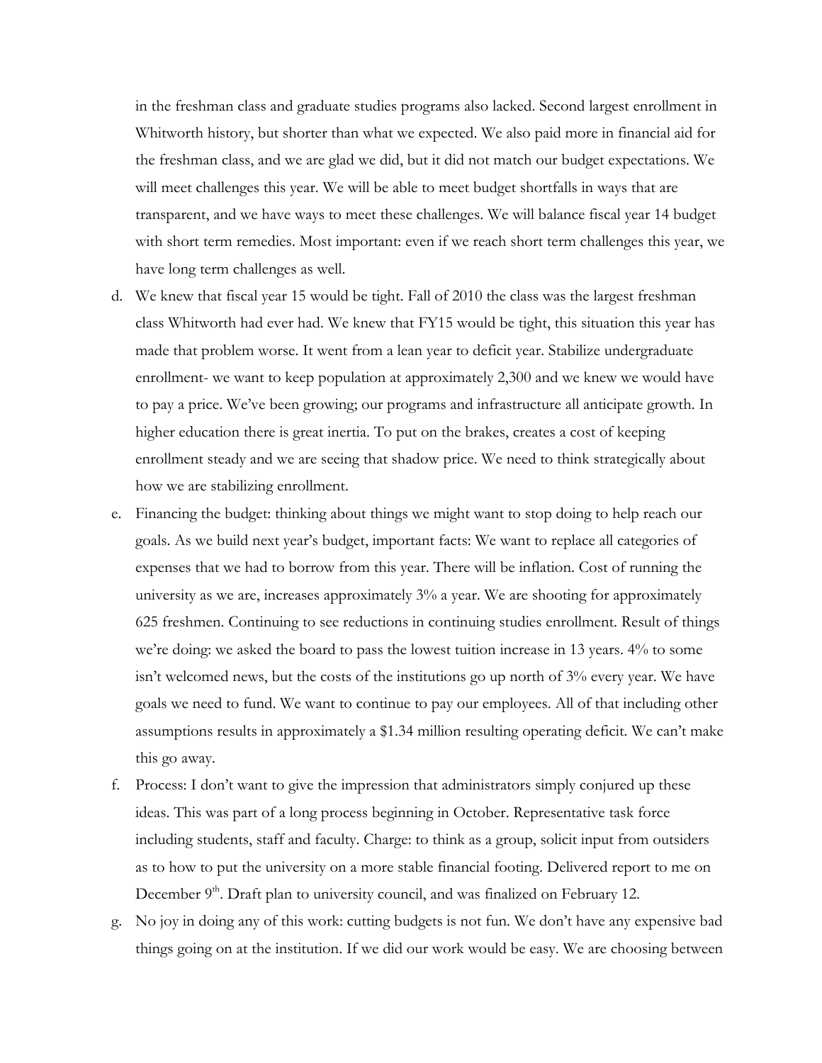in the freshman class and graduate studies programs also lacked. Second largest enrollment in Whitworth history, but shorter than what we expected. We also paid more in financial aid for the freshman class, and we are glad we did, but it did not match our budget expectations. We will meet challenges this year. We will be able to meet budget shortfalls in ways that are transparent, and we have ways to meet these challenges. We will balance fiscal year 14 budget with short term remedies. Most important: even if we reach short term challenges this year, we have long term challenges as well.

d. We knew that fiscal year 15 would be tight. Fall of 2010 the class was the largest freshman class Whitworth had ever had. We knew that FY15 would be tight, this situation this year has made that problem worse. It went from a lean year to deficit year. Stabilize undergraduate enrollment- we want to keep population at approximately 2,300 and we knew we would have to pay a price. We've been growing; our programs and infrastructure all anticipate growth. In higher education there is great inertia. To put on the brakes, creates a cost of keeping enrollment steady and we are seeing that shadow price. We need to think strategically about how we are stabilizing enrollment.

e. Financing the budget: thinking about things we might want to stop doing to help reach our goals. As we build next year's budget, important facts: We want to replace all categories of expenses that we had to borrow from this year. There will be inflation. Cost of running the university as we are, increases approximately 3% a year. We are shooting for approximately 625 freshmen. Continuing to see reductions in continuing studies enrollment. Result of things we're doing: we asked the board to pass the lowest tuition increase in 13 years. 4% to some isn't welcomed news, but the costs of the institutions go up north of 3% every year. We have goals we need to fund. We want to continue to pay our employees. All of that including other assumptions results in approximately a $1.34 million resulting operating deficit. We can't make this go away.

f. Process: I don't want to give the impression that administrators simply conjured up these ideas. This was part of a long process beginning in October. Representative task force including students, staff and faculty. Charge: to think as a group, solicit input from outsiders as to how to put the university on a more stable financial footing. Delivered report to me on December 9th. Draft plan to university council, and was finalized on February 12.

g. No joy in doing any of this work: cutting budgets is not fun. We don't have any expensive bad things going on at the institution. If we did our work would be easy. We are choosing between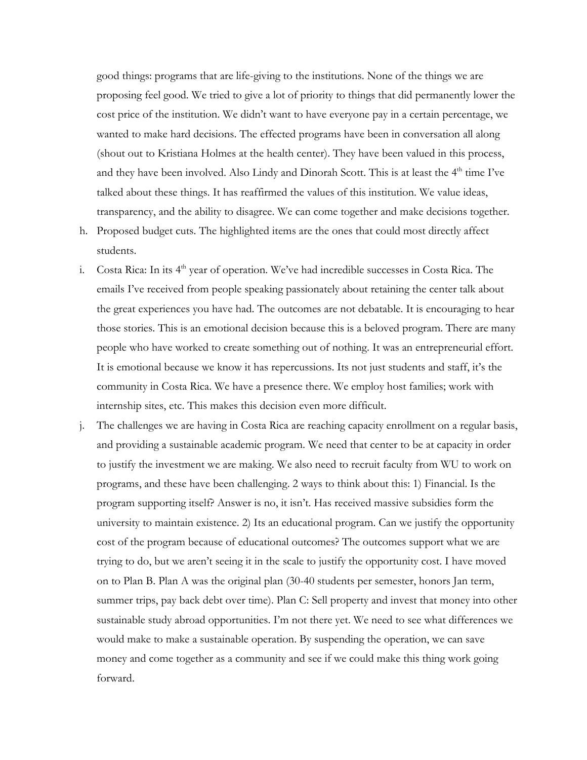good things: programs that are life-giving to the institutions. None of the things we are proposing feel good. We tried to give a lot of priority to things that did permanently lower the cost price of the institution. We didn't want to have everyone pay in a certain percentage, we wanted to make hard decisions. The effected programs have been in conversation all along (shout out to Kristiana Holmes at the health center). They have been valued in this process, and they have been involved. Also Lindy and Dinorah Scott. This is at least the 4th time I've talked about these things. It has reaffirmed the values of this institution. We value ideas, transparency, and the ability to disagree. We can come together and make decisions together.

h. Proposed budget cuts. The highlighted items are the ones that could most directly affect students.

i. Costa Rica: In its 4th year of operation. We've had incredible successes in Costa Rica. The emails I've received from people speaking passionately about retaining the center talk about the great experiences you have had. The outcomes are not debatable. It is encouraging to hear those stories. This is an emotional decision because this is a beloved program. There are many people who have worked to create something out of nothing. It was an entrepreneurial effort. It is emotional because we know it has repercussions. Its not just students and staff, it's the community in Costa Rica. We have a presence there. We employ host families; work with internship sites, etc. This makes this decision even more difficult.

j. The challenges we are having in Costa Rica are reaching capacity enrollment on a regular basis, and providing a sustainable academic program. We need that center to be at capacity in order to justify the investment we are making. We also need to recruit faculty from WU to work on programs, and these have been challenging. 2 ways to think about this: 1) Financial. Is the program supporting itself? Answer is no, it isn't. Has received massive subsidies form the university to maintain existence. 2) Its an educational program. Can we justify the opportunity cost of the program because of educational outcomes? The outcomes support what we are trying to do, but we aren't seeing it in the scale to justify the opportunity cost. I have moved on to Plan B. Plan A was the original plan (30-40 students per semester, honors Jan term, summer trips, pay back debt over time). Plan C: Sell property and invest that money into other sustainable study abroad opportunities. I'm not there yet. We need to see what differences we would make to make a sustainable operation. By suspending the operation, we can save money and come together as a community and see if we could make this thing work going forward.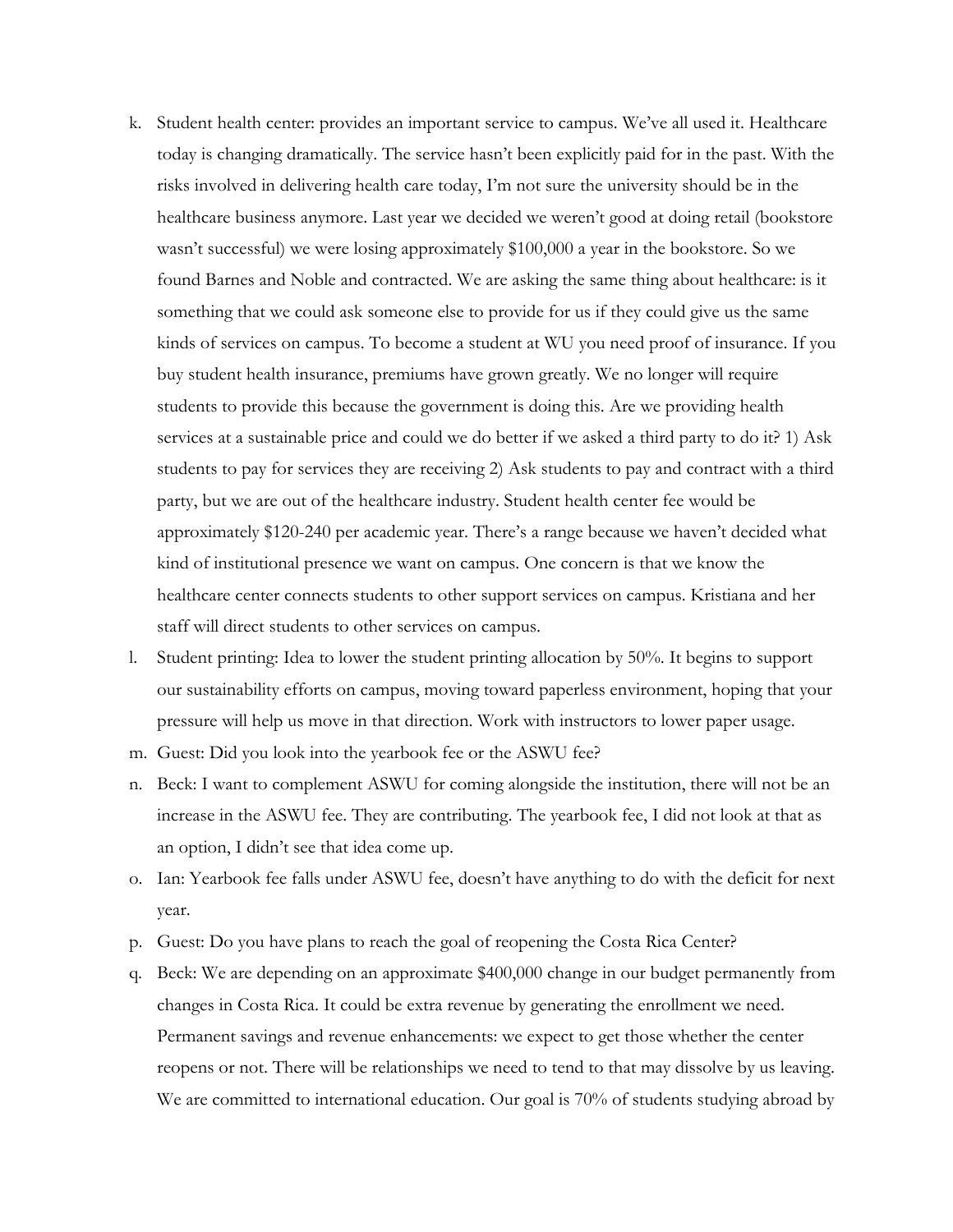k. Student health center: provides an important service to campus. We've all used it. Healthcare today is changing dramatically. The service hasn't been explicitly paid for in the past. With the risks involved in delivering health care today, I'm not sure the university should be in the healthcare business anymore. Last year we decided we weren't good at doing retail (bookstore wasn't successful) we were losing approximately $100,000 a year in the bookstore. So we found Barnes and Noble and contracted. We are asking the same thing about healthcare: is it something that we could ask someone else to provide for us if they could give us the same kinds of services on campus. To become a student at WU you need proof of insurance. If you buy student health insurance, premiums have grown greatly. We no longer will require students to provide this because the government is doing this. Are we providing health services at a sustainable price and could we do better if we asked a third party to do it? 1) Ask students to pay for services they are receiving 2) Ask students to pay and contract with a third party, but we are out of the healthcare industry. Student health center fee would be approximately $120-240 per academic year. There's a range because we haven't decided what kind of institutional presence we want on campus. One concern is that we know the healthcare center connects students to other support services on campus. Kristiana and her staff will direct students to other services on campus.

l. Student printing: Idea to lower the student printing allocation by 50%. It begins to support our sustainability efforts on campus, moving toward paperless environment, hoping that your pressure will help us move in that direction. Work with instructors to lower paper usage.

m. Guest: Did you look into the yearbook fee or the ASWU fee?

n. Beck: I want to complement ASWU for coming alongside the institution, there will not be an increase in the ASWU fee. They are contributing. The yearbook fee, I did not look at that as an option, I didn't see that idea come up.

o. Ian: Yearbook fee falls under ASWU fee, doesn't have anything to do with the deficit for next year.

p. Guest: Do you have plans to reach the goal of reopening the Costa Rica Center?

q. Beck: We are depending on an approximate $400,000 change in our budget permanently from changes in Costa Rica. It could be extra revenue by generating the enrollment we need. Permanent savings and revenue enhancements: we expect to get those whether the center reopens or not. There will be relationships we need to tend to that may dissolve by us leaving. We are committed to international education. Our goal is 70% of students studying abroad by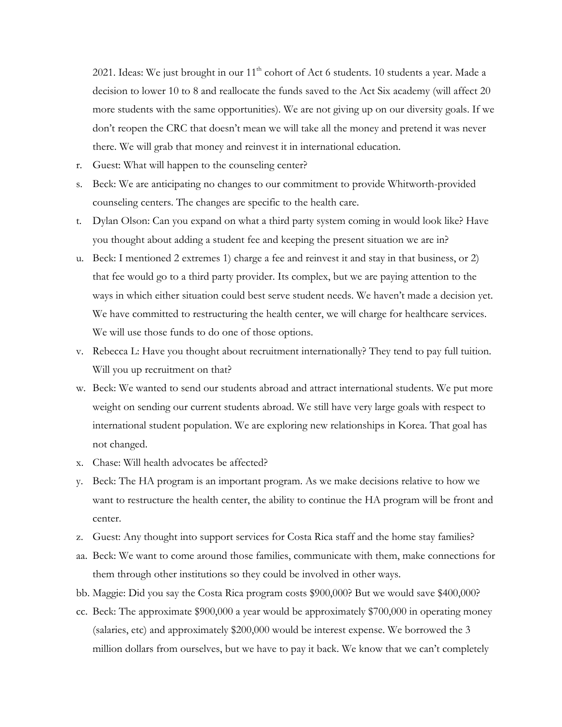2021. Ideas: We just brought in our 11th cohort of Act 6 students. 10 students a year. Made a decision to lower 10 to 8 and reallocate the funds saved to the Act Six academy (will affect 20 more students with the same opportunities). We are not giving up on our diversity goals. If we don't reopen the CRC that doesn't mean we will take all the money and pretend it was never there. We will grab that money and reinvest it in international education.

r. Guest: What will happen to the counseling center?

s. Beck: We are anticipating no changes to our commitment to provide Whitworth-provided counseling centers. The changes are specific to the health care.

t. Dylan Olson: Can you expand on what a third party system coming in would look like? Have you thought about adding a student fee and keeping the present situation we are in?

u. Beck: I mentioned 2 extremes 1) charge a fee and reinvest it and stay in that business, or 2) that fee would go to a third party provider. Its complex, but we are paying attention to the ways in which either situation could best serve student needs. We haven't made a decision yet. We have committed to restructuring the health center, we will charge for healthcare services. We will use those funds to do one of those options.

v. Rebecca L: Have you thought about recruitment internationally? They tend to pay full tuition. Will you up recruitment on that?

w. Beck: We wanted to send our students abroad and attract international students. We put more weight on sending our current students abroad. We still have very large goals with respect to international student population. We are exploring new relationships in Korea. That goal has not changed.

x. Chase: Will health advocates be affected?

y. Beck: The HA program is an important program. As we make decisions relative to how we want to restructure the health center, the ability to continue the HA program will be front and center.

z. Guest: Any thought into support services for Costa Rica staff and the home stay families?

aa. Beck: We want to come around those families, communicate with them, make connections for them through other institutions so they could be involved in other ways.

bb. Maggie: Did you say the Costa Rica program costs $900,000? But we would save $400,000?

cc. Beck: The approximate $900,000 a year would be approximately $700,000 in operating money (salaries, etc) and approximately $200,000 would be interest expense. We borrowed the 3 million dollars from ourselves, but we have to pay it back. We know that we can't completely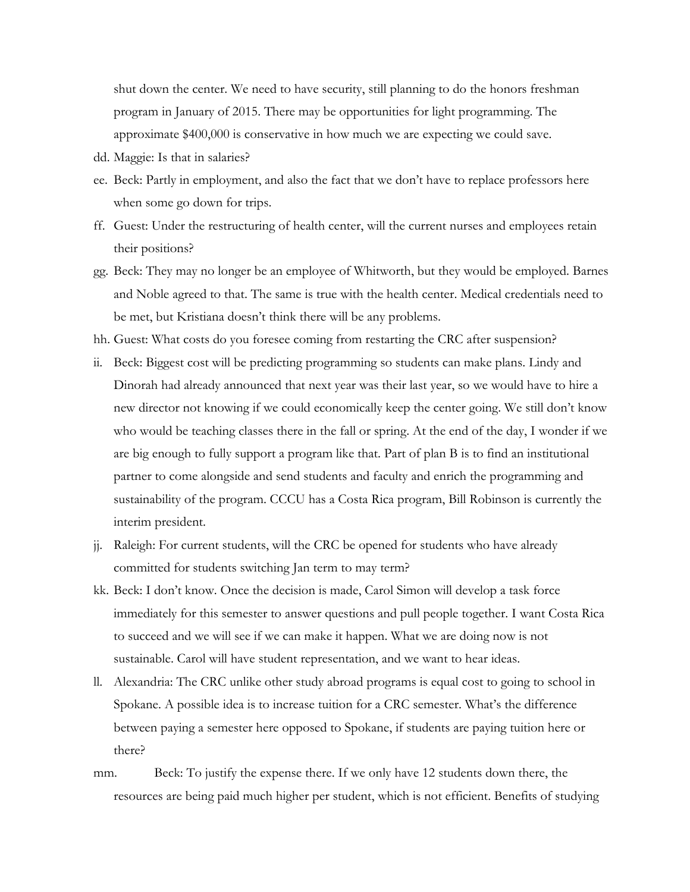shut down the center. We need to have security, still planning to do the honors freshman program in January of 2015. There may be opportunities for light programming. The approximate $400,000 is conservative in how much we are expecting we could save.

dd. Maggie: Is that in salaries?

ee. Beck: Partly in employment, and also the fact that we don't have to replace professors here when some go down for trips.

ff. Guest: Under the restructuring of health center, will the current nurses and employees retain their positions?

gg. Beck: They may no longer be an employee of Whitworth, but they would be employed. Barnes and Noble agreed to that. The same is true with the health center. Medical credentials need to be met, but Kristiana doesn't think there will be any problems.

hh. Guest: What costs do you foresee coming from restarting the CRC after suspension?

ii. Beck: Biggest cost will be predicting programming so students can make plans. Lindy and Dinorah had already announced that next year was their last year, so we would have to hire a new director not knowing if we could economically keep the center going. We still don't know who would be teaching classes there in the fall or spring. At the end of the day, I wonder if we are big enough to fully support a program like that. Part of plan B is to find an institutional partner to come alongside and send students and faculty and enrich the programming and sustainability of the program. CCCU has a Costa Rica program, Bill Robinson is currently the interim president.

jj. Raleigh: For current students, will the CRC be opened for students who have already committed for students switching Jan term to may term?

kk. Beck: I don't know. Once the decision is made, Carol Simon will develop a task force immediately for this semester to answer questions and pull people together. I want Costa Rica to succeed and we will see if we can make it happen. What we are doing now is not sustainable. Carol will have student representation, and we want to hear ideas.

ll. Alexandria: The CRC unlike other study abroad programs is equal cost to going to school in Spokane. A possible idea is to increase tuition for a CRC semester. What's the difference between paying a semester here opposed to Spokane, if students are paying tuition here or there?

mm. Beck: To justify the expense there. If we only have 12 students down there, the resources are being paid much higher per student, which is not efficient. Benefits of studying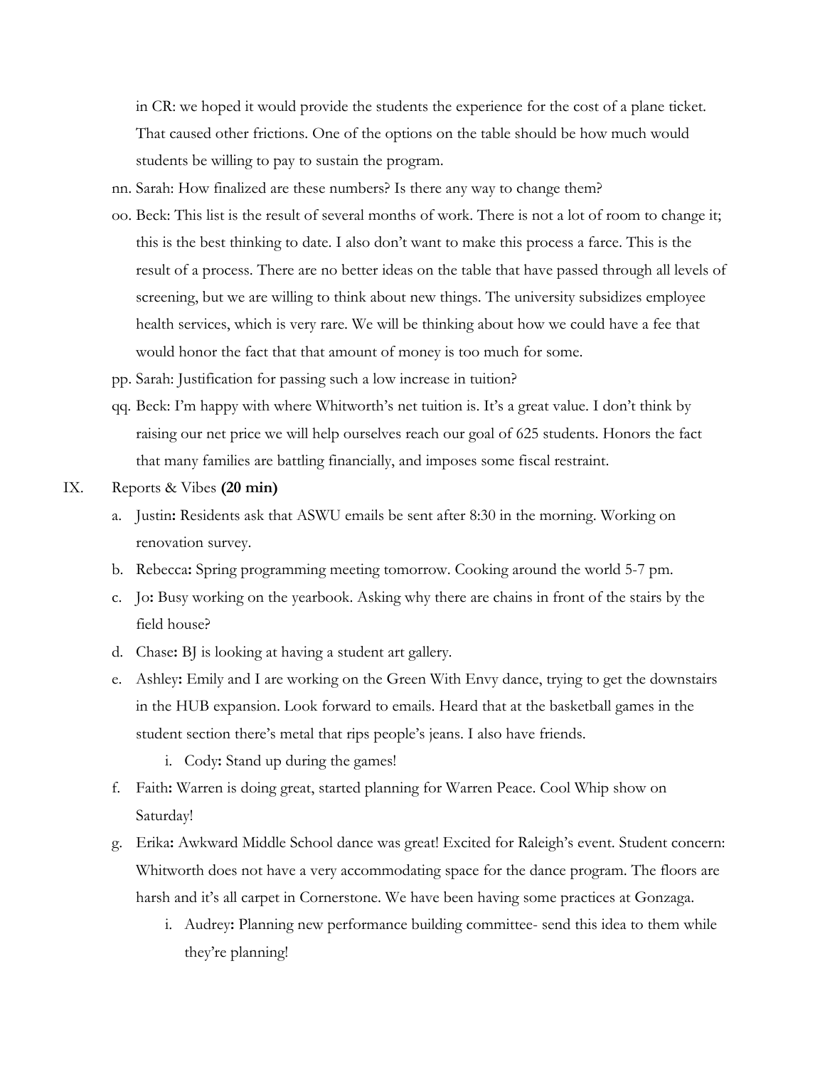in CR: we hoped it would provide the students the experience for the cost of a plane ticket. That caused other frictions. One of the options on the table should be how much would students be willing to pay to sustain the program.

nn. Sarah: How finalized are these numbers? Is there any way to change them?

oo. Beck: This list is the result of several months of work. There is not a lot of room to change it; this is the best thinking to date. I also don't want to make this process a farce. This is the result of a process. There are no better ideas on the table that have passed through all levels of screening, but we are willing to think about new things. The university subsidizes employee health services, which is very rare. We will be thinking about how we could have a fee that would honor the fact that that amount of money is too much for some.

pp. Sarah: Justification for passing such a low increase in tuition?

qq. Beck: I'm happy with where Whitworth's net tuition is. It's a great value. I don't think by raising our net price we will help ourselves reach our goal of 625 students. Honors the fact that many families are battling financially, and imposes some fiscal restraint.

IX. Reports & Vibes **(20 min)**

a. Justin**:** Residents ask that ASWU emails be sent after 8:30 in the morning. Working on renovation survey.

b. Rebecca**:** Spring programming meeting tomorrow. Cooking around the world 5-7 pm.

c. Jo**:** Busy working on the yearbook. Asking why there are chains in front of the stairs by the field house?

d. Chase**:** BJ is looking at having a student art gallery.

e. Ashley**:** Emily and I are working on the Green With Envy dance, trying to get the downstairs in the HUB expansion. Look forward to emails. Heard that at the basketball games in the student section there's metal that rips people's jeans. I also have friends.

   i. Cody**:** Stand up during the games!

f. Faith**:** Warren is doing great, started planning for Warren Peace. Cool Whip show on Saturday!

g. Erika**:** Awkward Middle School dance was great! Excited for Raleigh's event. Student concern: Whitworth does not have a very accommodating space for the dance program. The floors are harsh and it's all carpet in Cornerstone. We have been having some practices at Gonzaga.

   i. Audrey**:** Planning new performance building committee- send this idea to them while they're planning!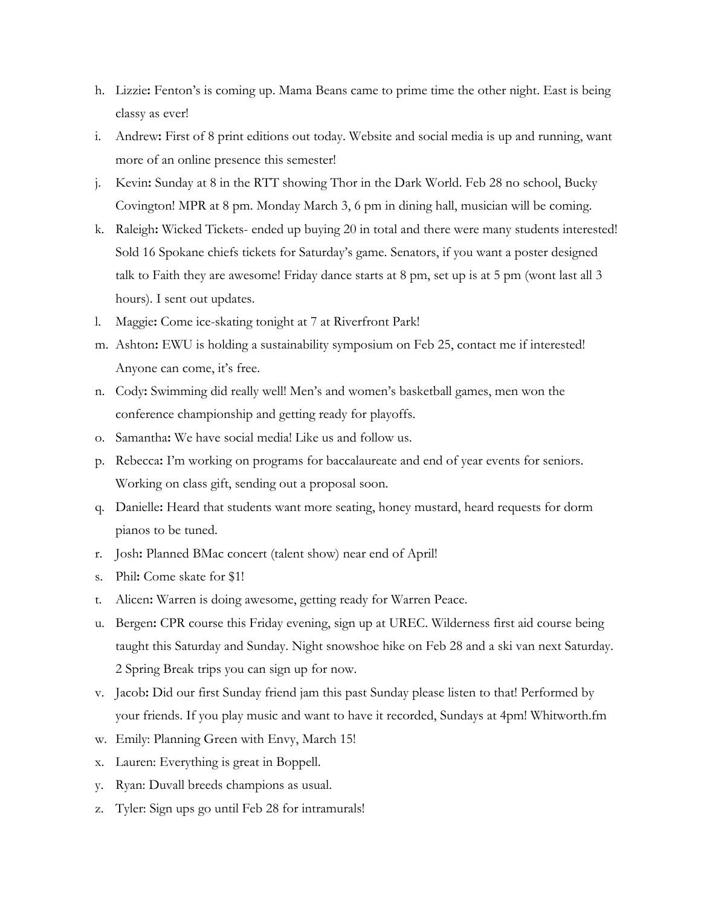h. Lizzie**:** Fenton's is coming up. Mama Beans came to prime time the other night. East is being classy as ever!

i. Andrew**:** First of 8 print editions out today. Website and social media is up and running, want more of an online presence this semester!

j. Kevin**:** Sunday at 8 in the RTT showing Thor in the Dark World. Feb 28 no school, Bucky Covington! MPR at 8 pm. Monday March 3, 6 pm in dining hall, musician will be coming.

k. Raleigh**:** Wicked Tickets- ended up buying 20 in total and there were many students interested! Sold 16 Spokane chiefs tickets for Saturday's game. Senators, if you want a poster designed talk to Faith they are awesome! Friday dance starts at 8 pm, set up is at 5 pm (wont last all 3 hours). I sent out updates.

l. Maggie**:** Come ice-skating tonight at 7 at Riverfront Park!

m. Ashton**:** EWU is holding a sustainability symposium on Feb 25, contact me if interested! Anyone can come, it's free.

n. Cody**:** Swimming did really well! Men's and women's basketball games, men won the conference championship and getting ready for playoffs.

o. Samantha**:** We have social media! Like us and follow us.

p. Rebecca**:** I'm working on programs for baccalaureate and end of year events for seniors. Working on class gift, sending out a proposal soon.

q. Danielle**:** Heard that students want more seating, honey mustard, heard requests for dorm pianos to be tuned.

r. Josh**:** Planned BMac concert (talent show) near end of April!

s. Phil**:** Come skate for $1!

t. Alicen**:** Warren is doing awesome, getting ready for Warren Peace.

u. Bergen**:** CPR course this Friday evening, sign up at UREC. Wilderness first aid course being taught this Saturday and Sunday. Night snowshoe hike on Feb 28 and a ski van next Saturday. 2 Spring Break trips you can sign up for now.

v. Jacob**:** Did our first Sunday friend jam this past Sunday please listen to that! Performed by your friends. If you play music and want to have it recorded, Sundays at 4pm! Whitworth.fm

w. Emily: Planning Green with Envy, March 15!

x. Lauren: Everything is great in Boppell.

y. Ryan: Duvall breeds champions as usual.

z. Tyler: Sign ups go until Feb 28 for intramurals!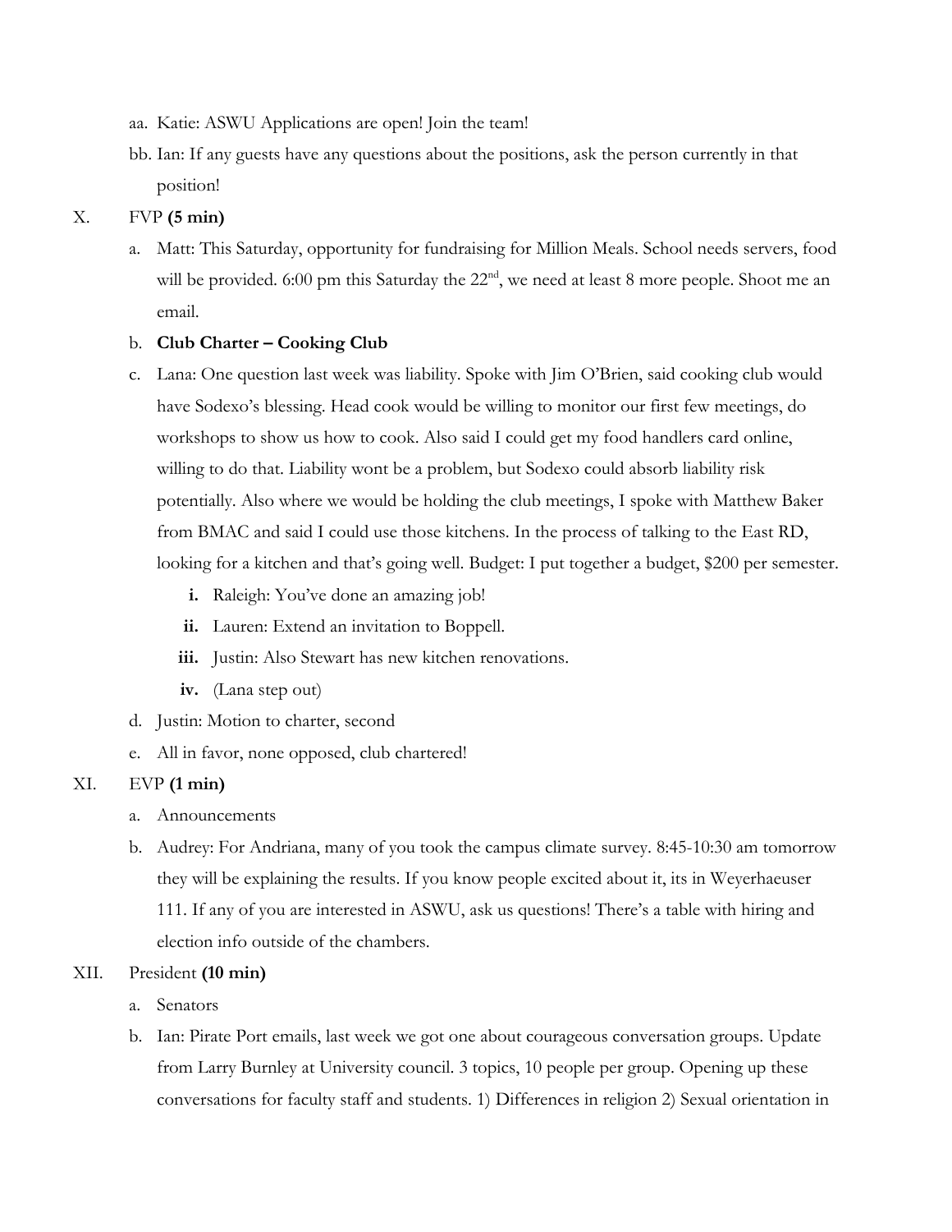aa. Katie: ASWU Applications are open! Join the team!

bb. Ian: If any guests have any questions about the positions, ask the person currently in that position!

X. FVP **(5 min)**

a. Matt: This Saturday, opportunity for fundraising for Million Meals. School needs servers, food will be provided. 6:00 pm this Saturday the 22nd, we need at least 8 more people. Shoot me an email.

b. **Club Charter – Cooking Club**

c. Lana: One question last week was liability. Spoke with Jim O'Brien, said cooking club would have Sodexo's blessing. Head cook would be willing to monitor our first few meetings, do workshops to show us how to cook. Also said I could get my food handlers card online, willing to do that. Liability wont be a problem, but Sodexo could absorb liability risk potentially. Also where we would be holding the club meetings, I spoke with Matthew Baker from BMAC and said I could use those kitchens. In the process of talking to the East RD, looking for a kitchen and that's going well. Budget: I put together a budget, $200 per semester.

   i. Raleigh: You've done an amazing job!

   ii. Lauren: Extend an invitation to Boppell.

   iii. Justin: Also Stewart has new kitchen renovations.

   iv. (Lana step out)

d. Justin: Motion to charter, second

e. All in favor, none opposed, club chartered!

XI. EVP **(1 min)**

a. Announcements

b. Audrey: For Andriana, many of you took the campus climate survey. 8:45-10:30 am tomorrow they will be explaining the results. If you know people excited about it, its in Weyerhaeuser 111. If any of you are interested in ASWU, ask us questions! There's a table with hiring and election info outside of the chambers.

XII. President **(10 min)**

a. Senators

b. Ian: Pirate Port emails, last week we got one about courageous conversation groups. Update from Larry Burnley at University council. 3 topics, 10 people per group. Opening up these conversations for faculty staff and students. 1) Differences in religion 2) Sexual orientation in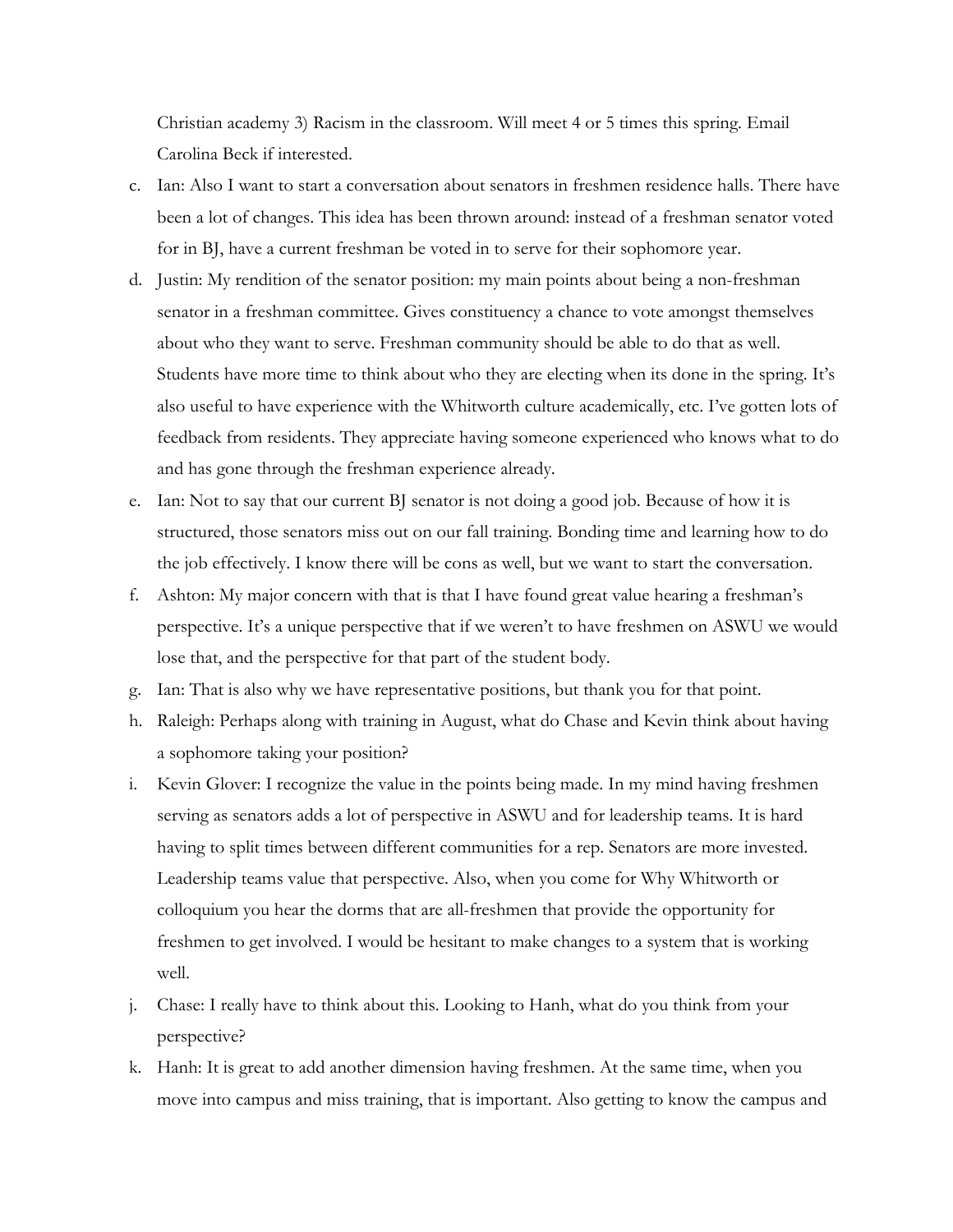Christian academy 3) Racism in the classroom. Will meet 4 or 5 times this spring. Email Carolina Beck if interested.

c. Ian: Also I want to start a conversation about senators in freshmen residence halls. There have been a lot of changes. This idea has been thrown around: instead of a freshman senator voted for in BJ, have a current freshman be voted in to serve for their sophomore year.

d. Justin: My rendition of the senator position: my main points about being a non-freshman senator in a freshman committee. Gives constituency a chance to vote amongst themselves about who they want to serve. Freshman community should be able to do that as well. Students have more time to think about who they are electing when its done in the spring. It's also useful to have experience with the Whitworth culture academically, etc. I've gotten lots of feedback from residents. They appreciate having someone experienced who knows what to do and has gone through the freshman experience already.

e. Ian: Not to say that our current BJ senator is not doing a good job. Because of how it is structured, those senators miss out on our fall training. Bonding time and learning how to do the job effectively. I know there will be cons as well, but we want to start the conversation.

f. Ashton: My major concern with that is that I have found great value hearing a freshman's perspective. It's a unique perspective that if we weren't to have freshmen on ASWU we would lose that, and the perspective for that part of the student body.

g. Ian: That is also why we have representative positions, but thank you for that point.

h. Raleigh: Perhaps along with training in August, what do Chase and Kevin think about having a sophomore taking your position?

i. Kevin Glover: I recognize the value in the points being made. In my mind having freshmen serving as senators adds a lot of perspective in ASWU and for leadership teams. It is hard having to split times between different communities for a rep. Senators are more invested. Leadership teams value that perspective. Also, when you come for Why Whitworth or colloquium you hear the dorms that are all-freshmen that provide the opportunity for freshmen to get involved. I would be hesitant to make changes to a system that is working well.

j. Chase: I really have to think about this. Looking to Hanh, what do you think from your perspective?

k. Hanh: It is great to add another dimension having freshmen. At the same time, when you move into campus and miss training, that is important. Also getting to know the campus and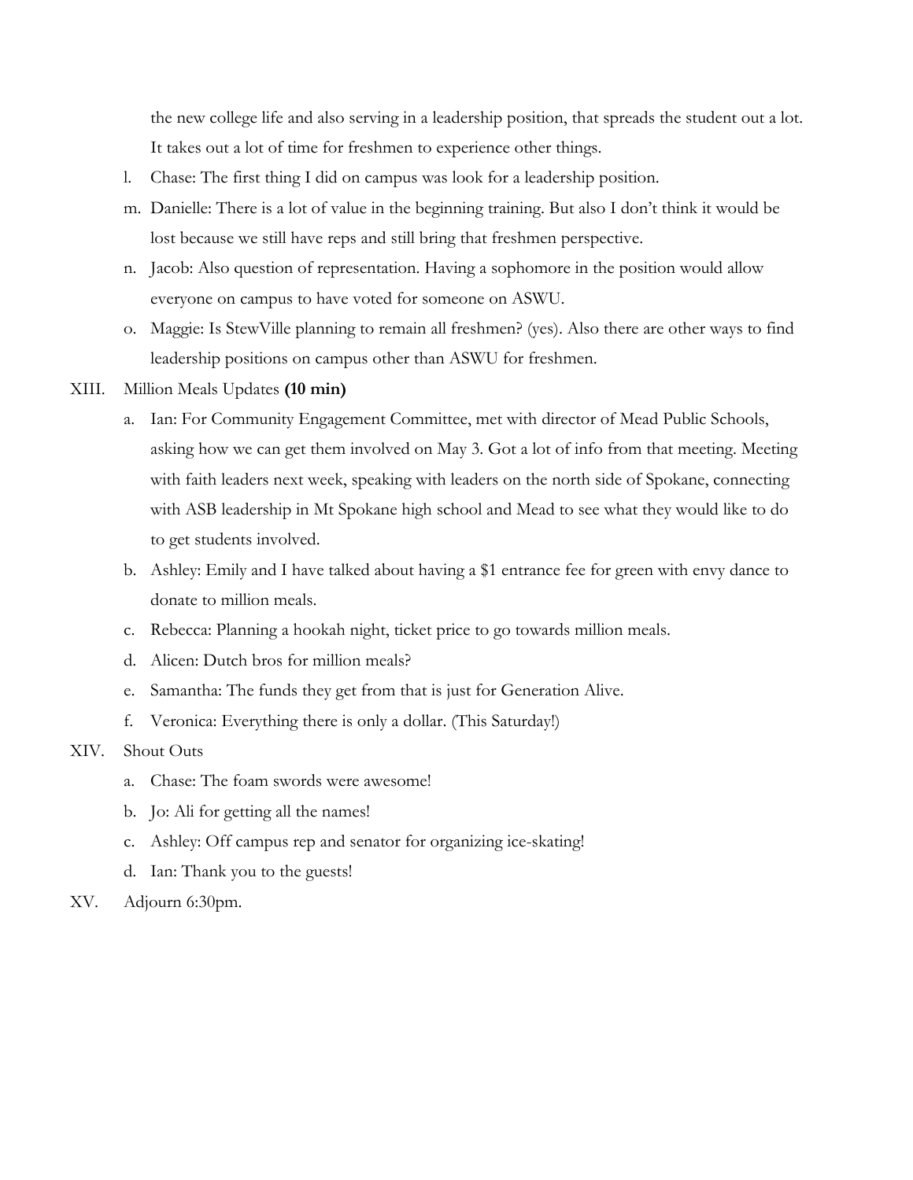the new college life and also serving in a leadership position, that spreads the student out a lot. It takes out a lot of time for freshmen to experience other things.

l. Chase: The first thing I did on campus was look for a leadership position.
m. Danielle: There is a lot of value in the beginning training. But also I don't think it would be lost because we still have reps and still bring that freshmen perspective.
n. Jacob: Also question of representation. Having a sophomore in the position would allow everyone on campus to have voted for someone on ASWU.
o. Maggie: Is StewVille planning to remain all freshmen? (yes). Also there are other ways to find leadership positions on campus other than ASWU for freshmen.

XIII. Million Meals Updates **(10 min)**

a. Ian: For Community Engagement Committee, met with director of Mead Public Schools, asking how we can get them involved on May 3. Got a lot of info from that meeting. Meeting with faith leaders next week, speaking with leaders on the north side of Spokane, connecting with ASB leadership in Mt Spokane high school and Mead to see what they would like to do to get students involved.
b. Ashley: Emily and I have talked about having a $1 entrance fee for green with envy dance to donate to million meals.
c. Rebecca: Planning a hookah night, ticket price to go towards million meals.
d. Alicen: Dutch bros for million meals?
e. Samantha: The funds they get from that is just for Generation Alive.
f. Veronica: Everything there is only a dollar. (This Saturday!)

XIV. Shout Outs

a. Chase: The foam swords were awesome!
b. Jo: Ali for getting all the names!
c. Ashley: Off campus rep and senator for organizing ice-skating!
d. Ian: Thank you to the guests!

XV. Adjourn 6:30pm.